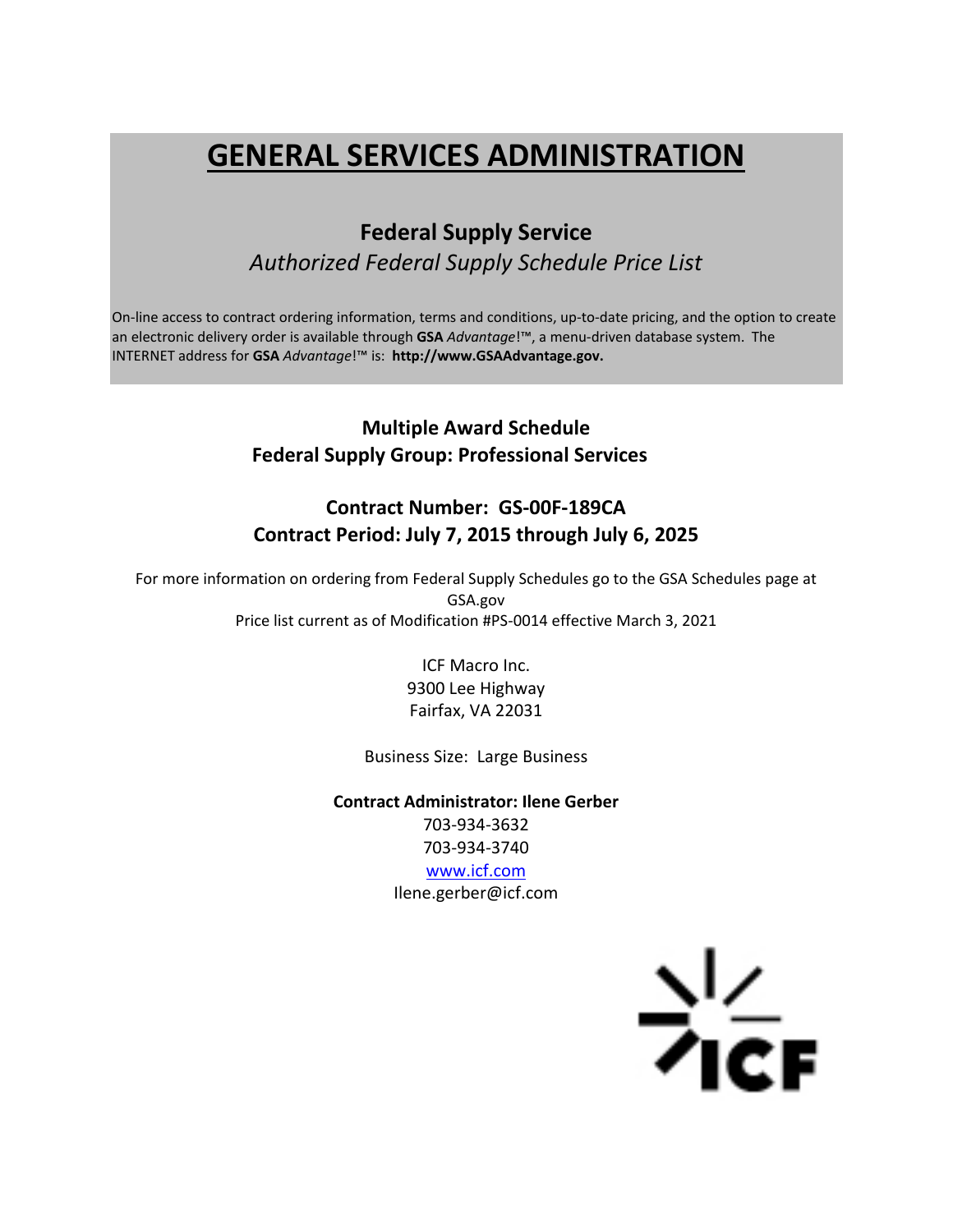# GENERAL SERVICES ADMINISTRATION

## Federal Supply Service

*Authorized Federal Supply Schedule Price List*

On-line access to contract ordering information, terms and conditions, up-to-date pricing, and the option to create an electronic delivery order is available through **GSA** *Advantage*!™, a menu-driven database system. The INTERNET address for **GSA** *Advantage*!™ is: **http://www.GSAAdvantage.gov.**

**Multiple Award Schedule**
**Federal Supply Group: Professional Services**

**Contract Number: GS-00F-189CA**
**Contract Period: July 7, 2015 through July 6, 2025**

For more information on ordering from Federal Supply Schedules go to the GSA Schedules page at GSA.gov
Price list current as of Modification #PS-0014 effective March 3, 2021

ICF Macro Inc.
9300 Lee Highway
Fairfax, VA 22031

Business Size: Large Business

**Contract Administrator: Ilene Gerber**
703-934-3632
703-934-3740
www.icf.com
Ilene.gerber@icf.com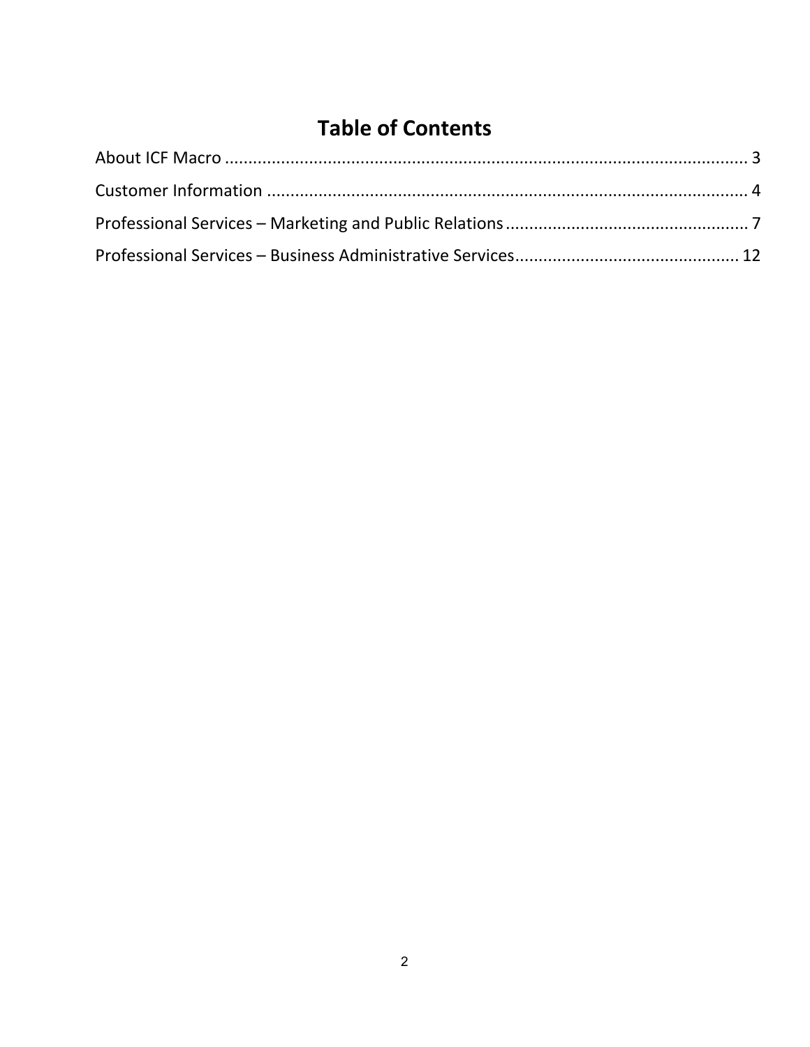# Table of Contents

About ICF Macro ................................................................................................................ 3

Customer Information ...................................................................................................... 4

Professional Services – Marketing and Public Relations .................................................... 7

Professional Services – Business Administrative Services ................................................ 12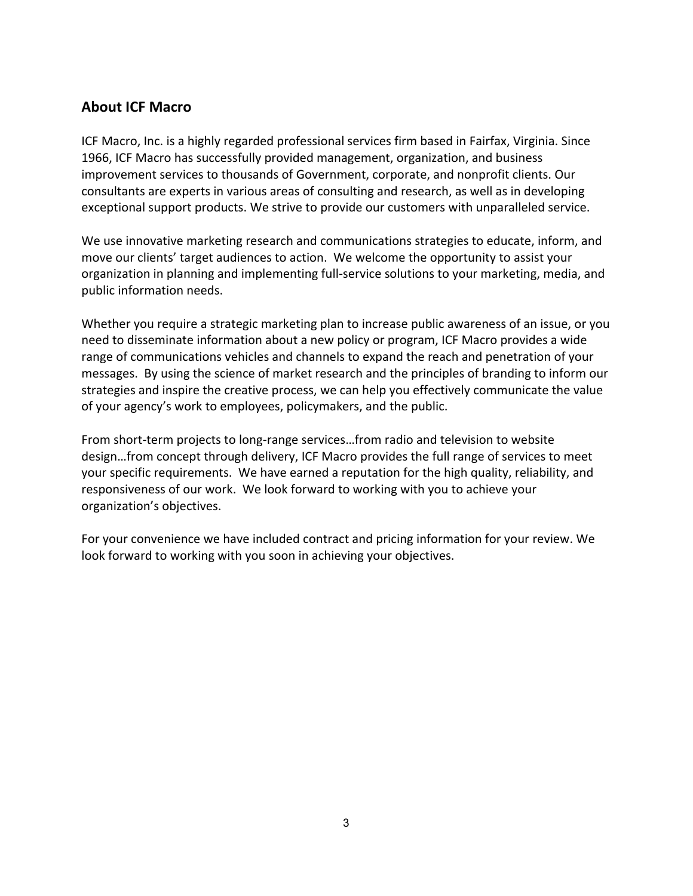## About ICF Macro

ICF Macro, Inc. is a highly regarded professional services firm based in Fairfax, Virginia. Since 1966, ICF Macro has successfully provided management, organization, and business improvement services to thousands of Government, corporate, and nonprofit clients. Our consultants are experts in various areas of consulting and research, as well as in developing exceptional support products. We strive to provide our customers with unparalleled service.

We use innovative marketing research and communications strategies to educate, inform, and move our clients' target audiences to action. We welcome the opportunity to assist your organization in planning and implementing full-service solutions to your marketing, media, and public information needs.

Whether you require a strategic marketing plan to increase public awareness of an issue, or you need to disseminate information about a new policy or program, ICF Macro provides a wide range of communications vehicles and channels to expand the reach and penetration of your messages. By using the science of market research and the principles of branding to inform our strategies and inspire the creative process, we can help you effectively communicate the value of your agency's work to employees, policymakers, and the public.

From short-term projects to long-range services…from radio and television to website design…from concept through delivery, ICF Macro provides the full range of services to meet your specific requirements. We have earned a reputation for the high quality, reliability, and responsiveness of our work. We look forward to working with you to achieve your organization's objectives.

For your convenience we have included contract and pricing information for your review. We look forward to working with you soon in achieving your objectives.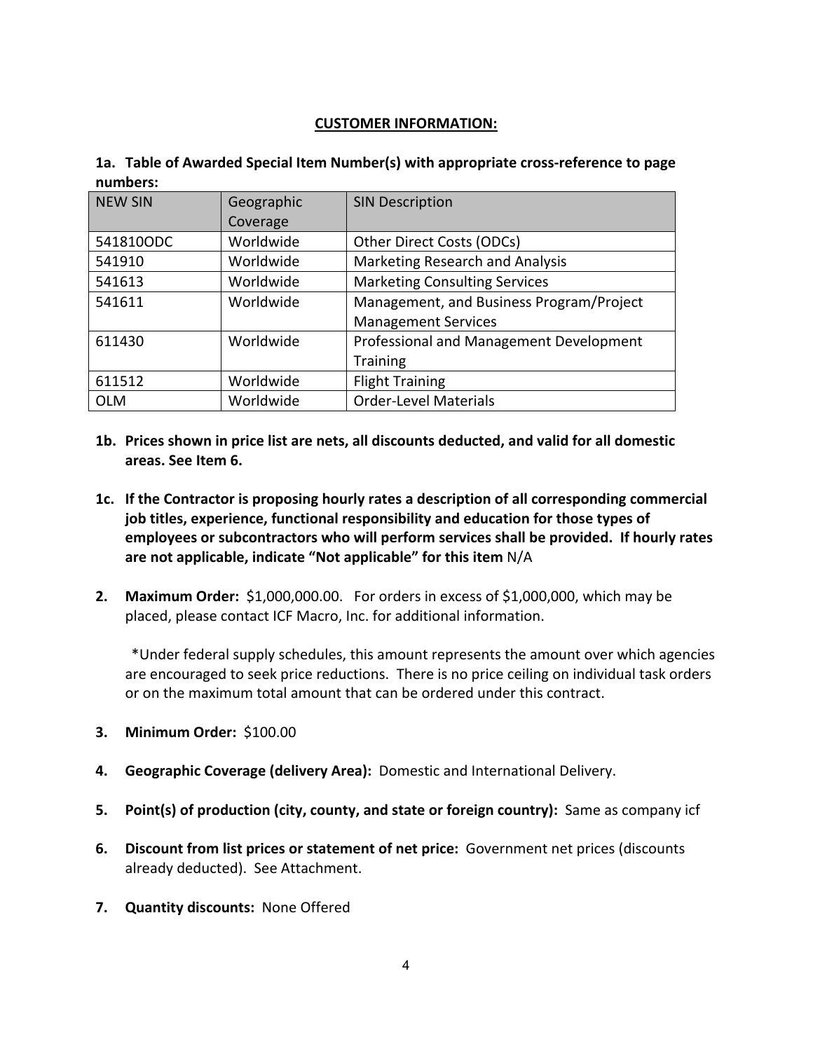## CUSTOMER INFORMATION:

**1a. Table of Awarded Special Item Number(s) with appropriate cross-reference to page numbers:**

| NEW SIN | Geographic Coverage | SIN Description |
|---|---|---|
| 541810ODC | Worldwide | Other Direct Costs (ODCs) |
| 541910 | Worldwide | Marketing Research and Analysis |
| 541613 | Worldwide | Marketing Consulting Services |
| 541611 | Worldwide | Management, and Business Program/Project Management Services |
| 611430 | Worldwide | Professional and Management Development Training |
| 611512 | Worldwide | Flight Training |
| OLM | Worldwide | Order-Level Materials |

**1b. Prices shown in price list are nets, all discounts deducted, and valid for all domestic areas. See Item 6.**

**1c. If the Contractor is proposing hourly rates a description of all corresponding commercial job titles, experience, functional responsibility and education for those types of employees or subcontractors who will perform services shall be provided. If hourly rates are not applicable, indicate "Not applicable" for this item** N/A

**2. Maximum Order:** $1,000,000.00. For orders in excess of $1,000,000, which may be placed, please contact ICF Macro, Inc. for additional information.

*Under federal supply schedules, this amount represents the amount over which agencies are encouraged to seek price reductions. There is no price ceiling on individual task orders or on the maximum total amount that can be ordered under this contract.

**3. Minimum Order:** $100.00

**4. Geographic Coverage (delivery Area):** Domestic and International Delivery.

**5. Point(s) of production (city, county, and state or foreign country):** Same as company icf

**6. Discount from list prices or statement of net price:** Government net prices (discounts already deducted). See Attachment.

**7. Quantity discounts:** None Offered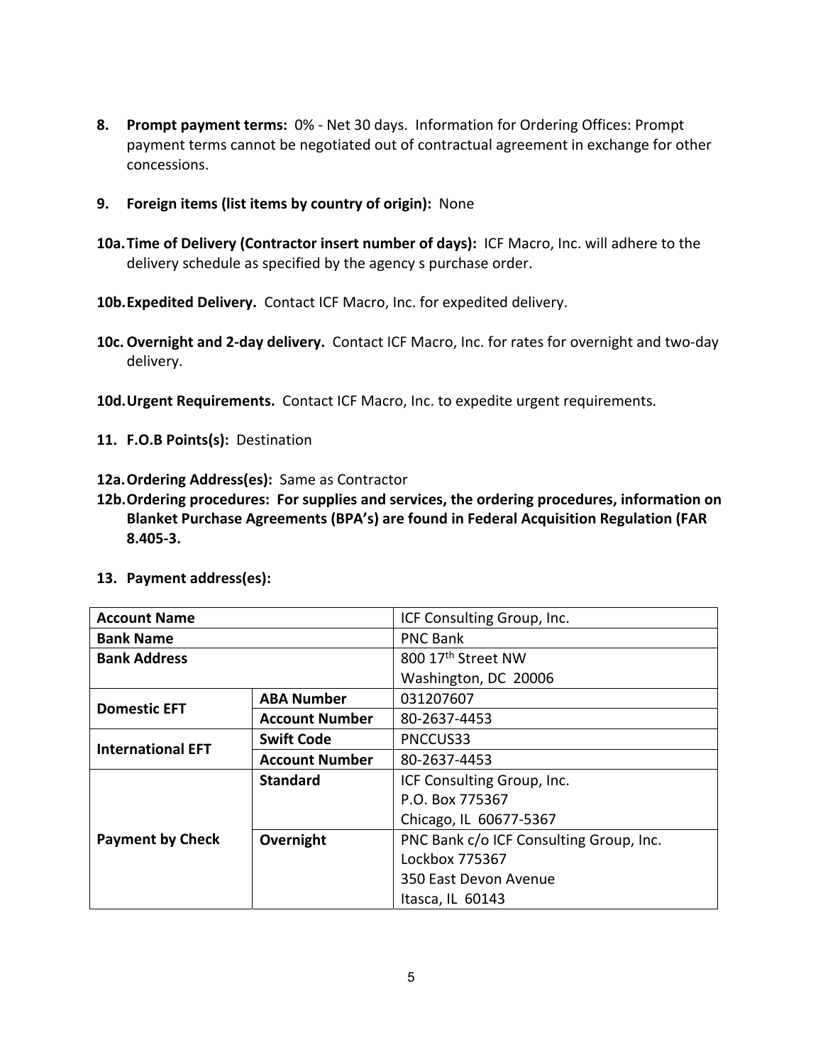8. **Prompt payment terms:** 0% - Net 30 days. Information for Ordering Offices: Prompt payment terms cannot be negotiated out of contractual agreement in exchange for other concessions.

9. **Foreign items (list items by country of origin):** None

10a. **Time of Delivery (Contractor insert number of days):** ICF Macro, Inc. will adhere to the delivery schedule as specified by the agency s purchase order.

10b. **Expedited Delivery.** Contact ICF Macro, Inc. for expedited delivery.

10c. **Overnight and 2-day delivery.** Contact ICF Macro, Inc. for rates for overnight and two-day delivery.

10d. **Urgent Requirements.** Contact ICF Macro, Inc. to expedite urgent requirements.

11. **F.O.B Points(s):** Destination

12a. **Ordering Address(es):** Same as Contractor

12b. **Ordering procedures: For supplies and services, the ordering procedures, information on Blanket Purchase Agreements (BPA's) are found in Federal Acquisition Regulation (FAR 8.405-3.**

13. **Payment address(es):**

| **Account Name** | | ICF Consulting Group, Inc. |
|---|---|---|
| **Bank Name** | | PNC Bank |
| **Bank Address** | | 800 17th Street NW<br>Washington, DC 20006 |
| **Domestic EFT** | **ABA Number** | 031207607 |
| | **Account Number** | 80-2637-4453 |
| **International EFT** | **Swift Code** | PNCCUS33 |
| | **Account Number** | 80-2637-4453 |
| **Payment by Check** | **Standard** | ICF Consulting Group, Inc.<br>P.O. Box 775367<br>Chicago, IL 60677-5367 |
| | **Overnight** | PNC Bank c/o ICF Consulting Group, Inc.<br>Lockbox 775367<br>350 East Devon Avenue<br>Itasca, IL 60143 |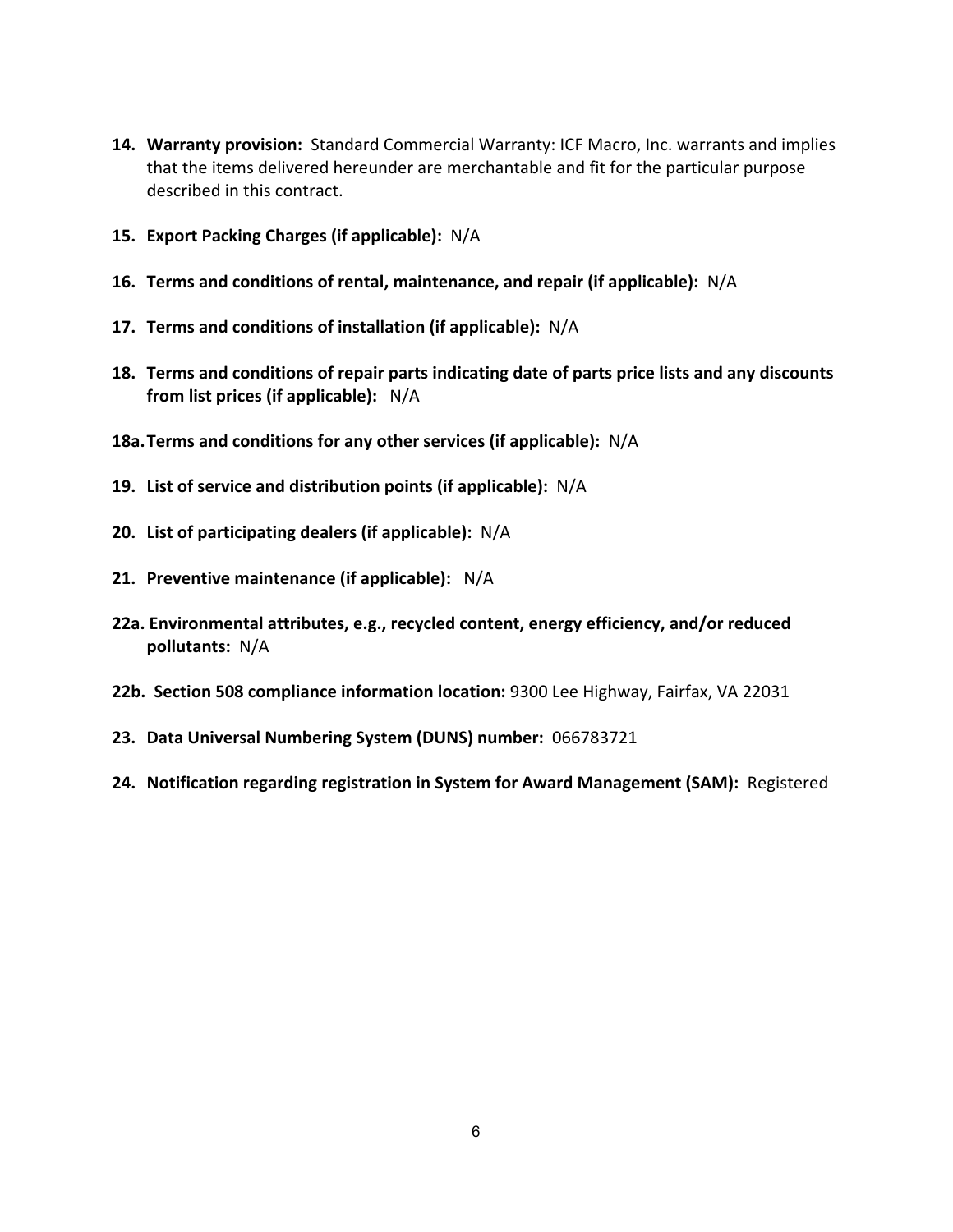14. **Warranty provision:** Standard Commercial Warranty: ICF Macro, Inc. warrants and implies that the items delivered hereunder are merchantable and fit for the particular purpose described in this contract.

15. **Export Packing Charges (if applicable):** N/A

16. **Terms and conditions of rental, maintenance, and repair (if applicable):** N/A

17. **Terms and conditions of installation (if applicable):** N/A

18. **Terms and conditions of repair parts indicating date of parts price lists and any discounts from list prices (if applicable):** N/A

18a. **Terms and conditions for any other services (if applicable):** N/A

19. **List of service and distribution points (if applicable):** N/A

20. **List of participating dealers (if applicable):** N/A

21. **Preventive maintenance (if applicable):** N/A

22a. **Environmental attributes, e.g., recycled content, energy efficiency, and/or reduced pollutants:** N/A

22b. **Section 508 compliance information location:** 9300 Lee Highway, Fairfax, VA 22031

23. **Data Universal Numbering System (DUNS) number:** 066783721

24. **Notification regarding registration in System for Award Management (SAM):** Registered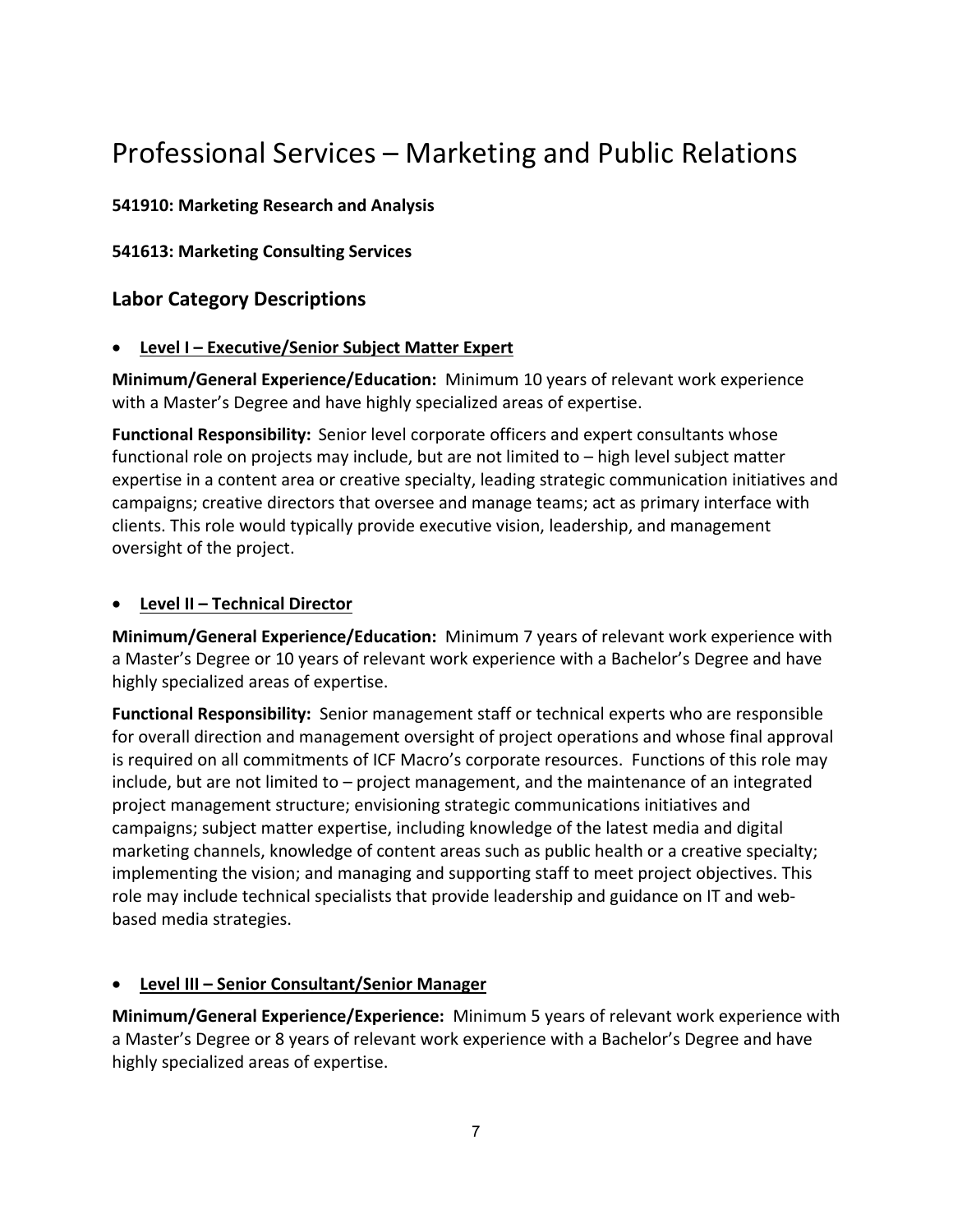# Professional Services – Marketing and Public Relations

**541910: Marketing Research and Analysis**

**541613: Marketing Consulting Services**

## Labor Category Descriptions

- **Level I – Executive/Senior Subject Matter Expert**

**Minimum/General Experience/Education:** Minimum 10 years of relevant work experience with a Master's Degree and have highly specialized areas of expertise.

**Functional Responsibility:** Senior level corporate officers and expert consultants whose functional role on projects may include, but are not limited to – high level subject matter expertise in a content area or creative specialty, leading strategic communication initiatives and campaigns; creative directors that oversee and manage teams; act as primary interface with clients. This role would typically provide executive vision, leadership, and management oversight of the project.

- **Level II – Technical Director**

**Minimum/General Experience/Education:** Minimum 7 years of relevant work experience with a Master's Degree or 10 years of relevant work experience with a Bachelor's Degree and have highly specialized areas of expertise.

**Functional Responsibility:** Senior management staff or technical experts who are responsible for overall direction and management oversight of project operations and whose final approval is required on all commitments of ICF Macro's corporate resources. Functions of this role may include, but are not limited to – project management, and the maintenance of an integrated project management structure; envisioning strategic communications initiatives and campaigns; subject matter expertise, including knowledge of the latest media and digital marketing channels, knowledge of content areas such as public health or a creative specialty; implementing the vision; and managing and supporting staff to meet project objectives. This role may include technical specialists that provide leadership and guidance on IT and web-based media strategies.

- **Level III – Senior Consultant/Senior Manager**

**Minimum/General Experience/Experience:** Minimum 5 years of relevant work experience with a Master's Degree or 8 years of relevant work experience with a Bachelor's Degree and have highly specialized areas of expertise.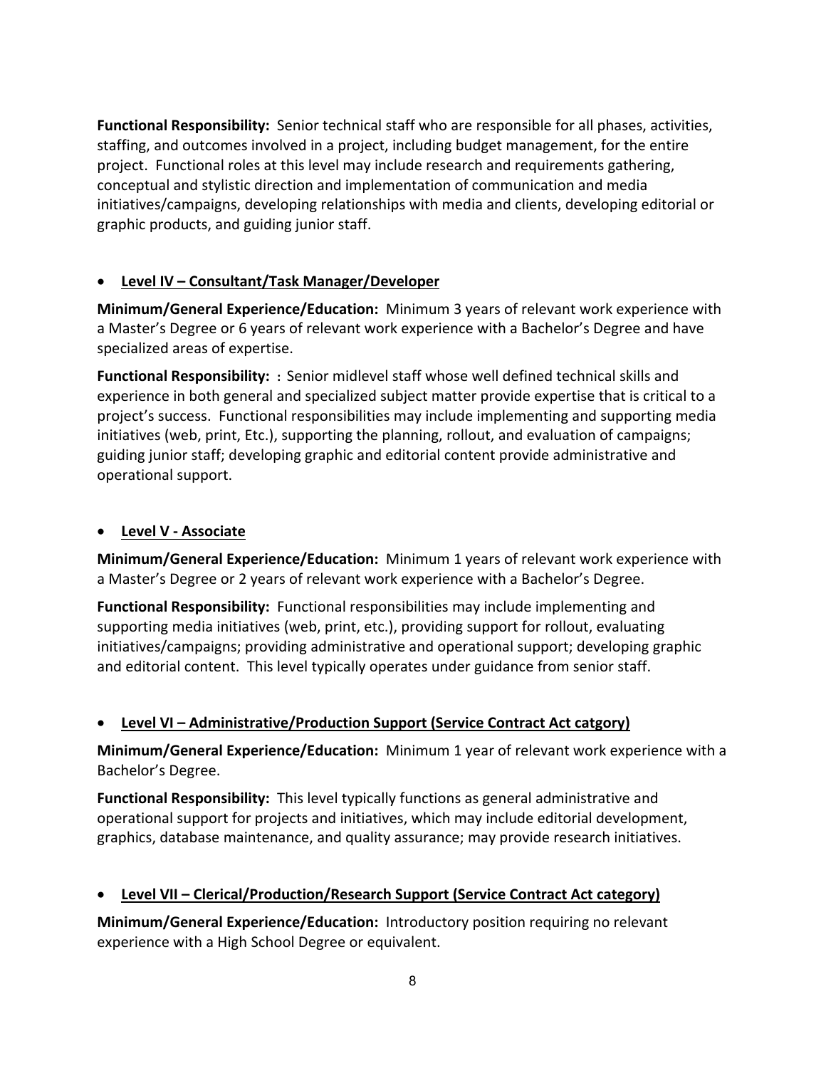**Functional Responsibility:** Senior technical staff who are responsible for all phases, activities, staffing, and outcomes involved in a project, including budget management, for the entire project. Functional roles at this level may include research and requirements gathering, conceptual and stylistic direction and implementation of communication and media initiatives/campaigns, developing relationships with media and clients, developing editorial or graphic products, and guiding junior staff.

- **Level IV – Consultant/Task Manager/Developer**

**Minimum/General Experience/Education:** Minimum 3 years of relevant work experience with a Master's Degree or 6 years of relevant work experience with a Bachelor's Degree and have specialized areas of expertise.

**Functional Responsibility:** : Senior midlevel staff whose well defined technical skills and experience in both general and specialized subject matter provide expertise that is critical to a project's success. Functional responsibilities may include implementing and supporting media initiatives (web, print, Etc.), supporting the planning, rollout, and evaluation of campaigns; guiding junior staff; developing graphic and editorial content provide administrative and operational support.

- **Level V - Associate**

**Minimum/General Experience/Education:** Minimum 1 years of relevant work experience with a Master's Degree or 2 years of relevant work experience with a Bachelor's Degree.

**Functional Responsibility:** Functional responsibilities may include implementing and supporting media initiatives (web, print, etc.), providing support for rollout, evaluating initiatives/campaigns; providing administrative and operational support; developing graphic and editorial content. This level typically operates under guidance from senior staff.

- **Level VI – Administrative/Production Support (Service Contract Act catgory)**

**Minimum/General Experience/Education:** Minimum 1 year of relevant work experience with a Bachelor's Degree.

**Functional Responsibility:** This level typically functions as general administrative and operational support for projects and initiatives, which may include editorial development, graphics, database maintenance, and quality assurance; may provide research initiatives.

- **Level VII – Clerical/Production/Research Support (Service Contract Act category)**

**Minimum/General Experience/Education:** Introductory position requiring no relevant experience with a High School Degree or equivalent.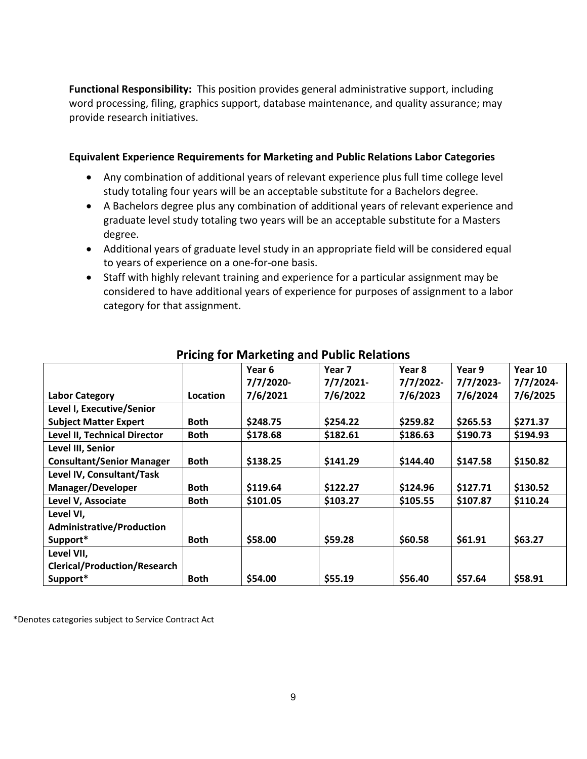**Functional Responsibility:** This position provides general administrative support, including word processing, filing, graphics support, database maintenance, and quality assurance; may provide research initiatives.

**Equivalent Experience Requirements for Marketing and Public Relations Labor Categories**

- Any combination of additional years of relevant experience plus full time college level study totaling four years will be an acceptable substitute for a Bachelors degree.
- A Bachelors degree plus any combination of additional years of relevant experience and graduate level study totaling two years will be an acceptable substitute for a Masters degree.
- Additional years of graduate level study in an appropriate field will be considered equal to years of experience on a one-for-one basis.
- Staff with highly relevant training and experience for a particular assignment may be considered to have additional years of experience for purposes of assignment to a labor category for that assignment.

## Pricing for Marketing and Public Relations

| Labor Category | Location | Year 6 7/7/2020-7/6/2021 | Year 7 7/7/2021-7/6/2022 | Year 8 7/7/2022-7/6/2023 | Year 9 7/7/2023-7/6/2024 | Year 10 7/7/2024-7/6/2025 |
|---|---|---|---|---|---|---|
| **Level I, Executive/Senior Subject Matter Expert** | **Both** | **$248.75** | **$254.22** | **$259.82** | **$265.53** | **$271.37** |
| **Level II, Technical Director** | **Both** | **$178.68** | **$182.61** | **$186.63** | **$190.73** | **$194.93** |
| **Level III, Senior Consultant/Senior Manager** | **Both** | **$138.25** | **$141.29** | **$144.40** | **$147.58** | **$150.82** |
| **Level IV, Consultant/Task Manager/Developer** | **Both** | **$119.64** | **$122.27** | **$124.96** | **$127.71** | **$130.52** |
| **Level V, Associate** | **Both** | **$101.05** | **$103.27** | **$105.55** | **$107.87** | **$110.24** |
| **Level VI, Administrative/Production Support*** | **Both** | **$58.00** | **$59.28** | **$60.58** | **$61.91** | **$63.27** |
| **Level VII, Clerical/Production/Research Support*** | **Both** | **$54.00** | **$55.19** | **$56.40** | **$57.64** | **$58.91** |

*Denotes categories subject to Service Contract Act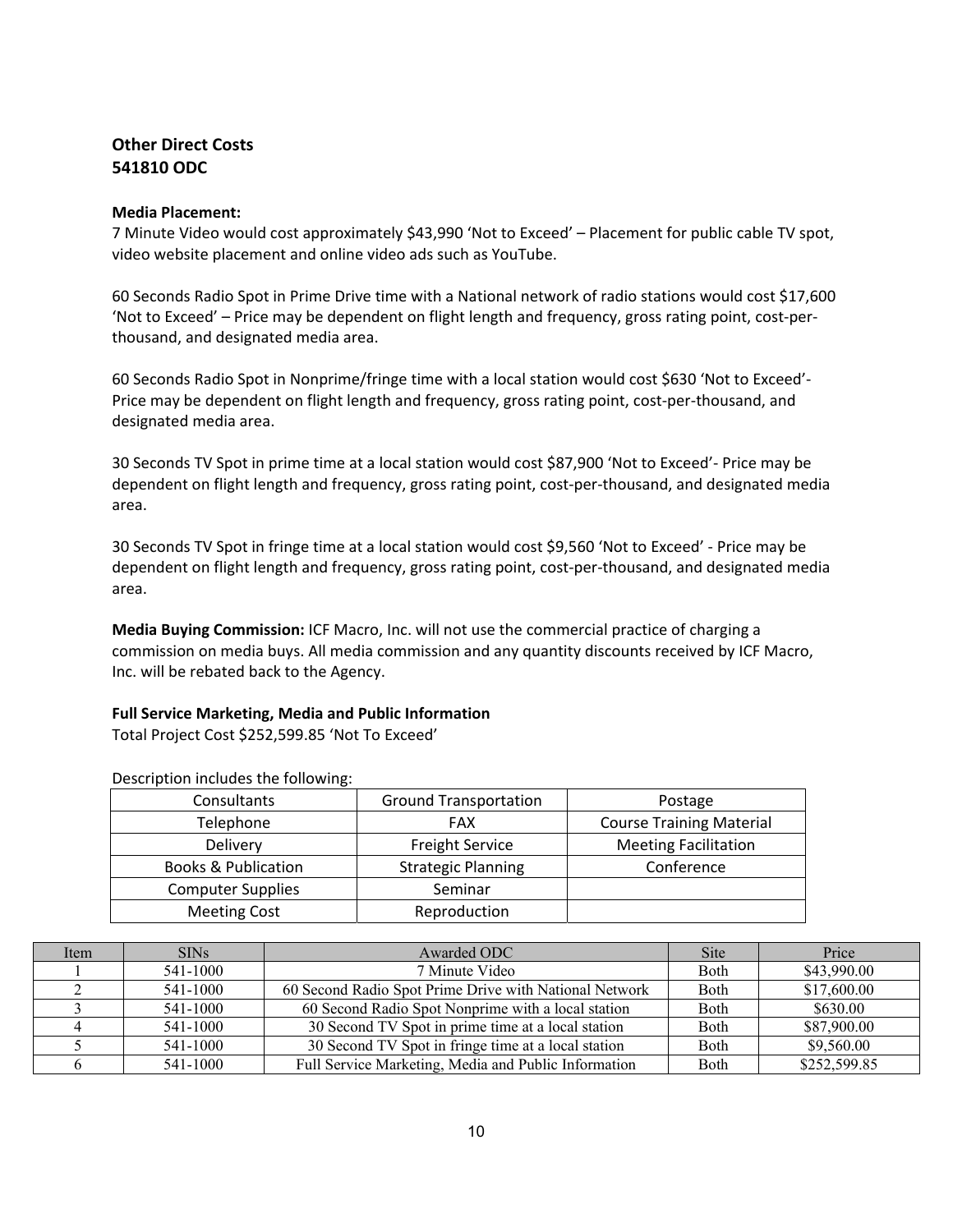## Other Direct Costs
## 541810 ODC

**Media Placement:**
7 Minute Video would cost approximately $43,990 'Not to Exceed' – Placement for public cable TV spot, video website placement and online video ads such as YouTube.

60 Seconds Radio Spot in Prime Drive time with a National network of radio stations would cost $17,600 'Not to Exceed' – Price may be dependent on flight length and frequency, gross rating point, cost-per-thousand, and designated media area.

60 Seconds Radio Spot in Nonprime/fringe time with a local station would cost $630 'Not to Exceed'- Price may be dependent on flight length and frequency, gross rating point, cost-per-thousand, and designated media area.

30 Seconds TV Spot in prime time at a local station would cost $87,900 'Not to Exceed'- Price may be dependent on flight length and frequency, gross rating point, cost-per-thousand, and designated media area.

30 Seconds TV Spot in fringe time at a local station would cost $9,560 'Not to Exceed' - Price may be dependent on flight length and frequency, gross rating point, cost-per-thousand, and designated media area.

**Media Buying Commission:** ICF Macro, Inc. will not use the commercial practice of charging a commission on media buys. All media commission and any quantity discounts received by ICF Macro, Inc. will be rebated back to the Agency.

**Full Service Marketing, Media and Public Information**
Total Project Cost $252,599.85 'Not To Exceed'

Description includes the following:

| | | |
|---|---|---|
| Consultants | Ground Transportation | Postage |
| Telephone | FAX | Course Training Material |
| Delivery | Freight Service | Meeting Facilitation |
| Books & Publication | Strategic Planning | Conference |
| Computer Supplies | Seminar | |
| Meeting Cost | Reproduction | |

| Item | SINs | Awarded ODC | Site | Price |
|---|---|---|---|---|
| 1 | 541-1000 | 7 Minute Video | Both | $43,990.00 |
| 2 | 541-1000 | 60 Second Radio Spot Prime Drive with National Network | Both | $17,600.00 |
| 3 | 541-1000 | 60 Second Radio Spot Nonprime with a local station | Both | $630.00 |
| 4 | 541-1000 | 30 Second TV Spot in prime time at a local station | Both | $87,900.00 |
| 5 | 541-1000 | 30 Second TV Spot in fringe time at a local station | Both | $9,560.00 |
| 6 | 541-1000 | Full Service Marketing, Media and Public Information | Both | $252,599.85 |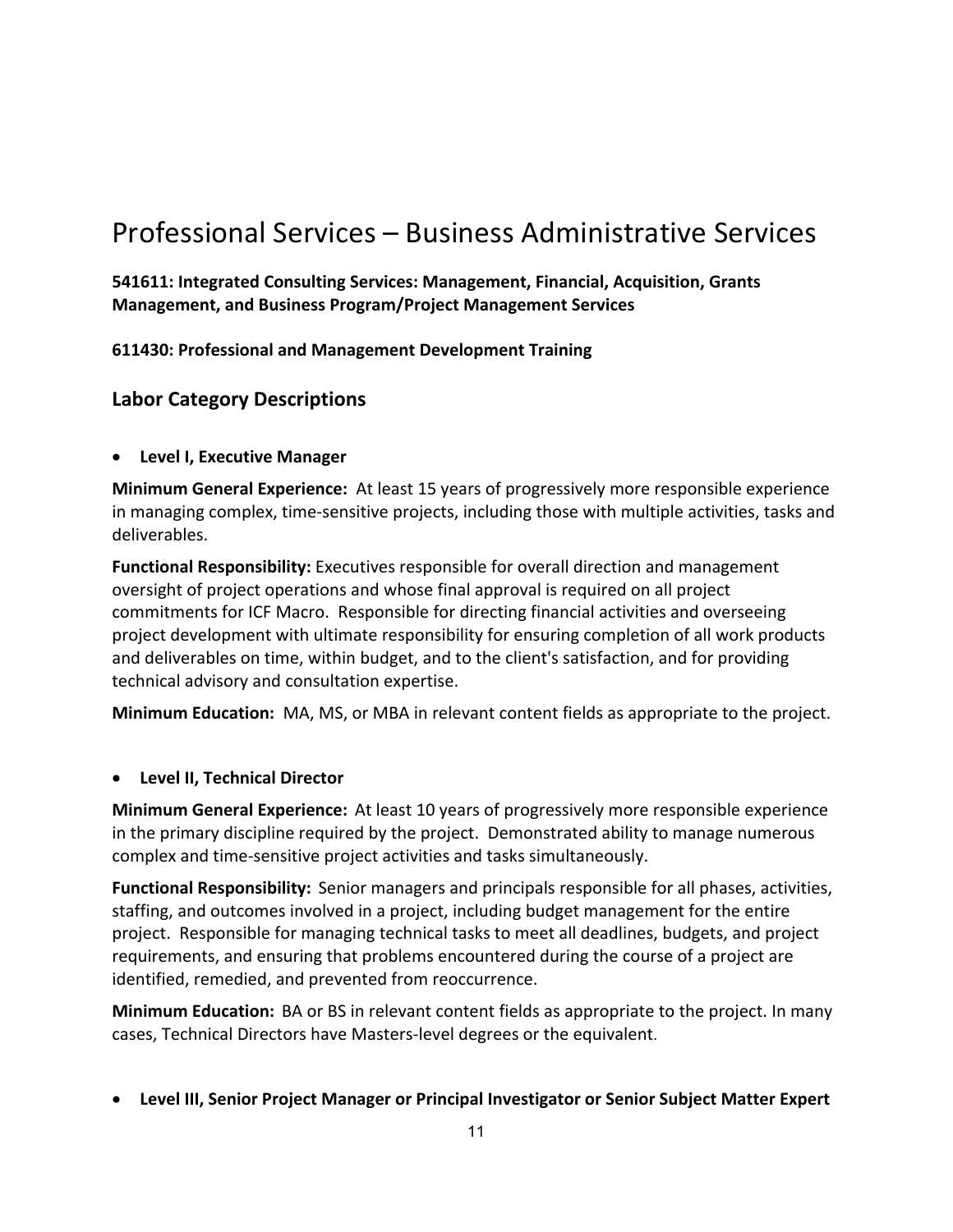# Professional Services – Business Administrative Services

**541611: Integrated Consulting Services: Management, Financial, Acquisition, Grants Management, and Business Program/Project Management Services**

**611430: Professional and Management Development Training**

## Labor Category Descriptions

- **Level I, Executive Manager**

**Minimum General Experience:** At least 15 years of progressively more responsible experience in managing complex, time-sensitive projects, including those with multiple activities, tasks and deliverables.

**Functional Responsibility:** Executives responsible for overall direction and management oversight of project operations and whose final approval is required on all project commitments for ICF Macro. Responsible for directing financial activities and overseeing project development with ultimate responsibility for ensuring completion of all work products and deliverables on time, within budget, and to the client's satisfaction, and for providing technical advisory and consultation expertise.

**Minimum Education:** MA, MS, or MBA in relevant content fields as appropriate to the project.

- **Level II, Technical Director**

**Minimum General Experience:** At least 10 years of progressively more responsible experience in the primary discipline required by the project. Demonstrated ability to manage numerous complex and time-sensitive project activities and tasks simultaneously.

**Functional Responsibility:** Senior managers and principals responsible for all phases, activities, staffing, and outcomes involved in a project, including budget management for the entire project. Responsible for managing technical tasks to meet all deadlines, budgets, and project requirements, and ensuring that problems encountered during the course of a project are identified, remedied, and prevented from reoccurrence.

**Minimum Education:** BA or BS in relevant content fields as appropriate to the project. In many cases, Technical Directors have Masters-level degrees or the equivalent.

- **Level III, Senior Project Manager or Principal Investigator or Senior Subject Matter Expert**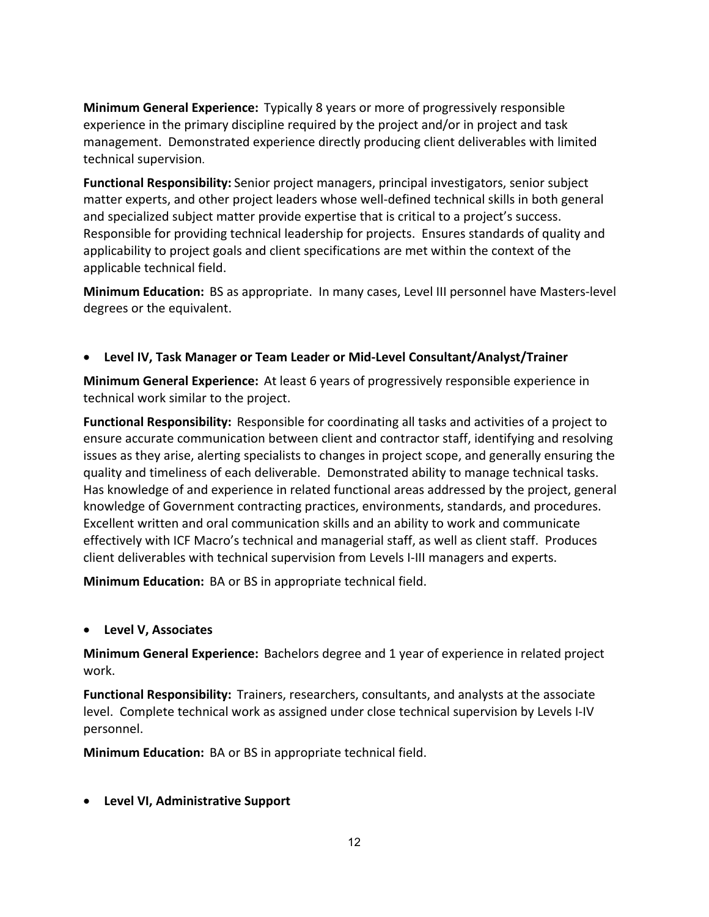**Minimum General Experience:** Typically 8 years or more of progressively responsible experience in the primary discipline required by the project and/or in project and task management. Demonstrated experience directly producing client deliverables with limited technical supervision.

**Functional Responsibility:** Senior project managers, principal investigators, senior subject matter experts, and other project leaders whose well-defined technical skills in both general and specialized subject matter provide expertise that is critical to a project's success. Responsible for providing technical leadership for projects. Ensures standards of quality and applicability to project goals and client specifications are met within the context of the applicable technical field.

**Minimum Education:** BS as appropriate. In many cases, Level III personnel have Masters-level degrees or the equivalent.

- **Level IV, Task Manager or Team Leader or Mid-Level Consultant/Analyst/Trainer**

**Minimum General Experience:** At least 6 years of progressively responsible experience in technical work similar to the project.

**Functional Responsibility:** Responsible for coordinating all tasks and activities of a project to ensure accurate communication between client and contractor staff, identifying and resolving issues as they arise, alerting specialists to changes in project scope, and generally ensuring the quality and timeliness of each deliverable. Demonstrated ability to manage technical tasks. Has knowledge of and experience in related functional areas addressed by the project, general knowledge of Government contracting practices, environments, standards, and procedures. Excellent written and oral communication skills and an ability to work and communicate effectively with ICF Macro's technical and managerial staff, as well as client staff. Produces client deliverables with technical supervision from Levels I-III managers and experts.

**Minimum Education:** BA or BS in appropriate technical field.

- **Level V, Associates**

**Minimum General Experience:** Bachelors degree and 1 year of experience in related project work.

**Functional Responsibility:** Trainers, researchers, consultants, and analysts at the associate level. Complete technical work as assigned under close technical supervision by Levels I-IV personnel.

**Minimum Education:** BA or BS in appropriate technical field.

- **Level VI, Administrative Support**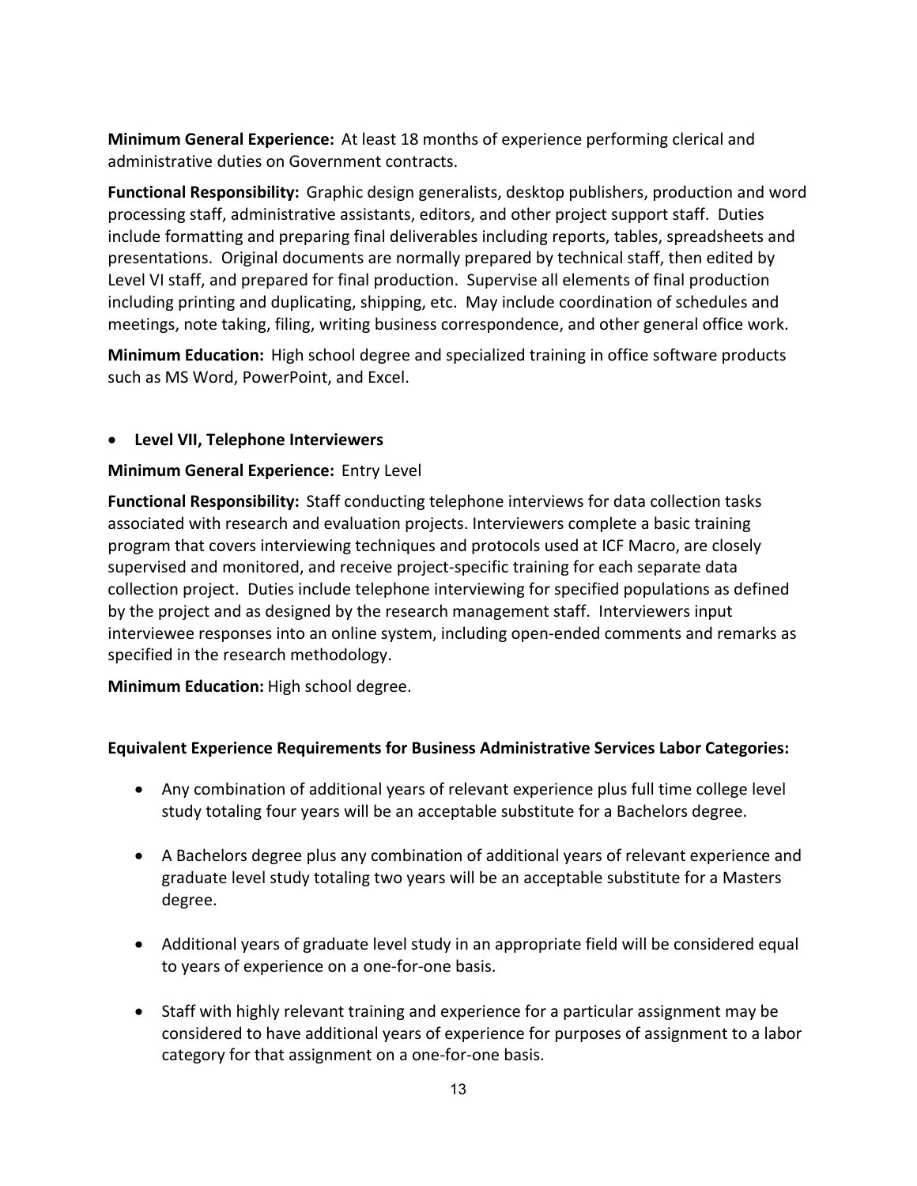**Minimum General Experience:** At least 18 months of experience performing clerical and administrative duties on Government contracts.

**Functional Responsibility:** Graphic design generalists, desktop publishers, production and word processing staff, administrative assistants, editors, and other project support staff. Duties include formatting and preparing final deliverables including reports, tables, spreadsheets and presentations. Original documents are normally prepared by technical staff, then edited by Level VI staff, and prepared for final production. Supervise all elements of final production including printing and duplicating, shipping, etc. May include coordination of schedules and meetings, note taking, filing, writing business correspondence, and other general office work.

**Minimum Education:** High school degree and specialized training in office software products such as MS Word, PowerPoint, and Excel.

- **Level VII, Telephone Interviewers**

**Minimum General Experience:** Entry Level

**Functional Responsibility:** Staff conducting telephone interviews for data collection tasks associated with research and evaluation projects. Interviewers complete a basic training program that covers interviewing techniques and protocols used at ICF Macro, are closely supervised and monitored, and receive project-specific training for each separate data collection project. Duties include telephone interviewing for specified populations as defined by the project and as designed by the research management staff. Interviewers input interviewee responses into an online system, including open-ended comments and remarks as specified in the research methodology.

**Minimum Education:** High school degree.

**Equivalent Experience Requirements for Business Administrative Services Labor Categories:**

- Any combination of additional years of relevant experience plus full time college level study totaling four years will be an acceptable substitute for a Bachelors degree.
- A Bachelors degree plus any combination of additional years of relevant experience and graduate level study totaling two years will be an acceptable substitute for a Masters degree.
- Additional years of graduate level study in an appropriate field will be considered equal to years of experience on a one-for-one basis.
- Staff with highly relevant training and experience for a particular assignment may be considered to have additional years of experience for purposes of assignment to a labor category for that assignment on a one-for-one basis.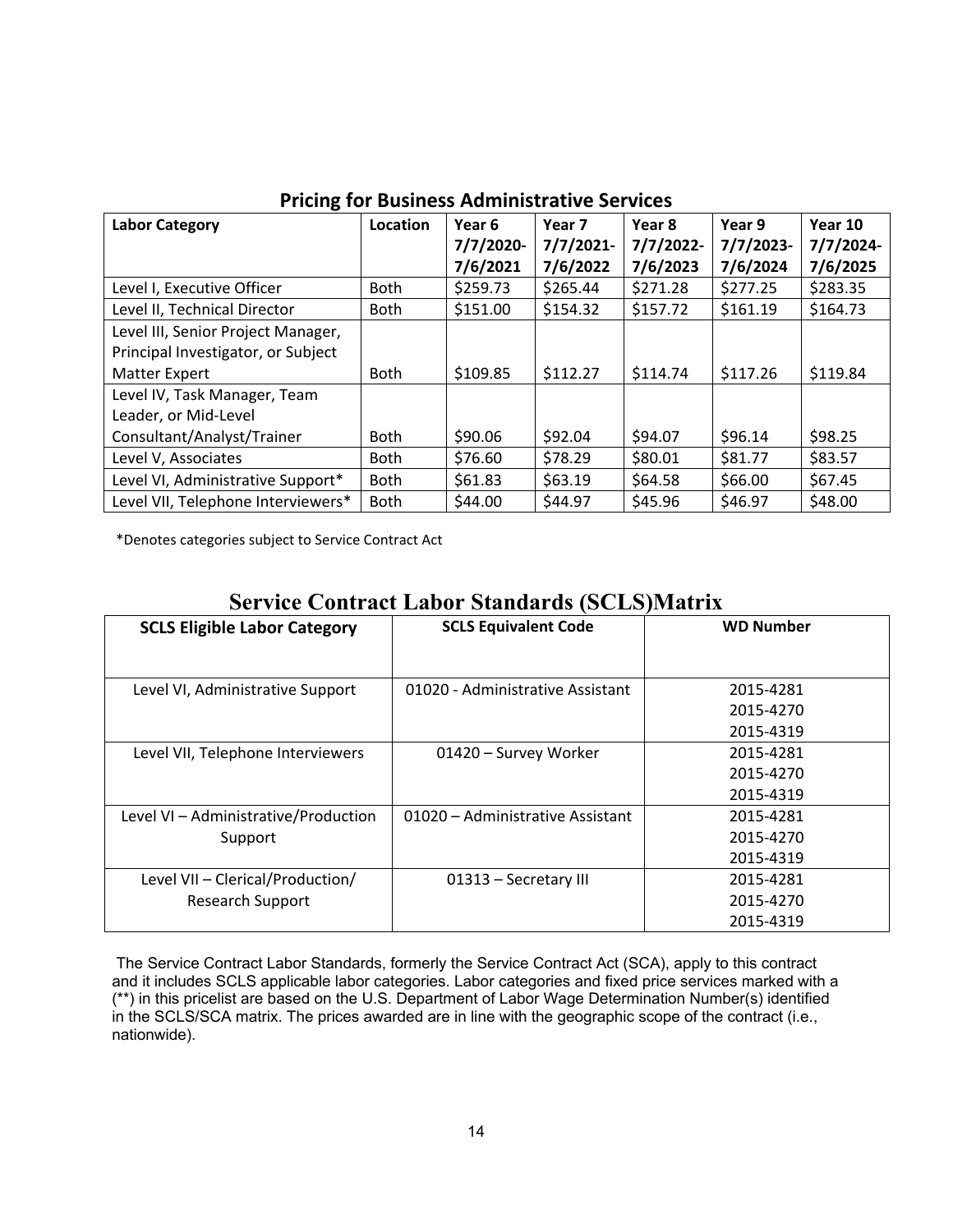## Pricing for Business Administrative Services

| Labor Category | Location | Year 6 7/7/2020-7/6/2021 | Year 7 7/7/2021-7/6/2022 | Year 8 7/7/2022-7/6/2023 | Year 9 7/7/2023-7/6/2024 | Year 10 7/7/2024-7/6/2025 |
|---|---|---|---|---|---|---|
| Level I, Executive Officer | Both | $259.73 | $265.44 | $271.28 | $277.25 | $283.35 |
| Level II, Technical Director | Both | $151.00 | $154.32 | $157.72 | $161.19 | $164.73 |
| Level III, Senior Project Manager, Principal Investigator, or Subject Matter Expert | Both | $109.85 | $112.27 | $114.74 | $117.26 | $119.84 |
| Level IV, Task Manager, Team Leader, or Mid-Level Consultant/Analyst/Trainer | Both | $90.06 | $92.04 | $94.07 | $96.14 | $98.25 |
| Level V, Associates | Both | $76.60 | $78.29 | $80.01 | $81.77 | $83.57 |
| Level VI, Administrative Support* | Both | $61.83 | $63.19 | $64.58 | $66.00 | $67.45 |
| Level VII, Telephone Interviewers* | Both | $44.00 | $44.97 | $45.96 | $46.97 | $48.00 |

*Denotes categories subject to Service Contract Act

## Service Contract Labor Standards (SCLS)Matrix

| SCLS Eligible Labor Category | SCLS Equivalent Code | WD Number |
|---|---|---|
| Level VI, Administrative Support | 01020 - Administrative Assistant | 2015-4281<br>2015-4270<br>2015-4319 |
| Level VII, Telephone Interviewers | 01420 – Survey Worker | 2015-4281<br>2015-4270<br>2015-4319 |
| Level VI – Administrative/Production Support | 01020 – Administrative Assistant | 2015-4281<br>2015-4270<br>2015-4319 |
| Level VII – Clerical/Production/ Research Support | 01313 – Secretary III | 2015-4281<br>2015-4270<br>2015-4319 |

The Service Contract Labor Standards, formerly the Service Contract Act (SCA), apply to this contract and it includes SCLS applicable labor categories. Labor categories and fixed price services marked with a (**) in this pricelist are based on the U.S. Department of Labor Wage Determination Number(s) identified in the SCLS/SCA matrix. The prices awarded are in line with the geographic scope of the contract (i.e., nationwide).